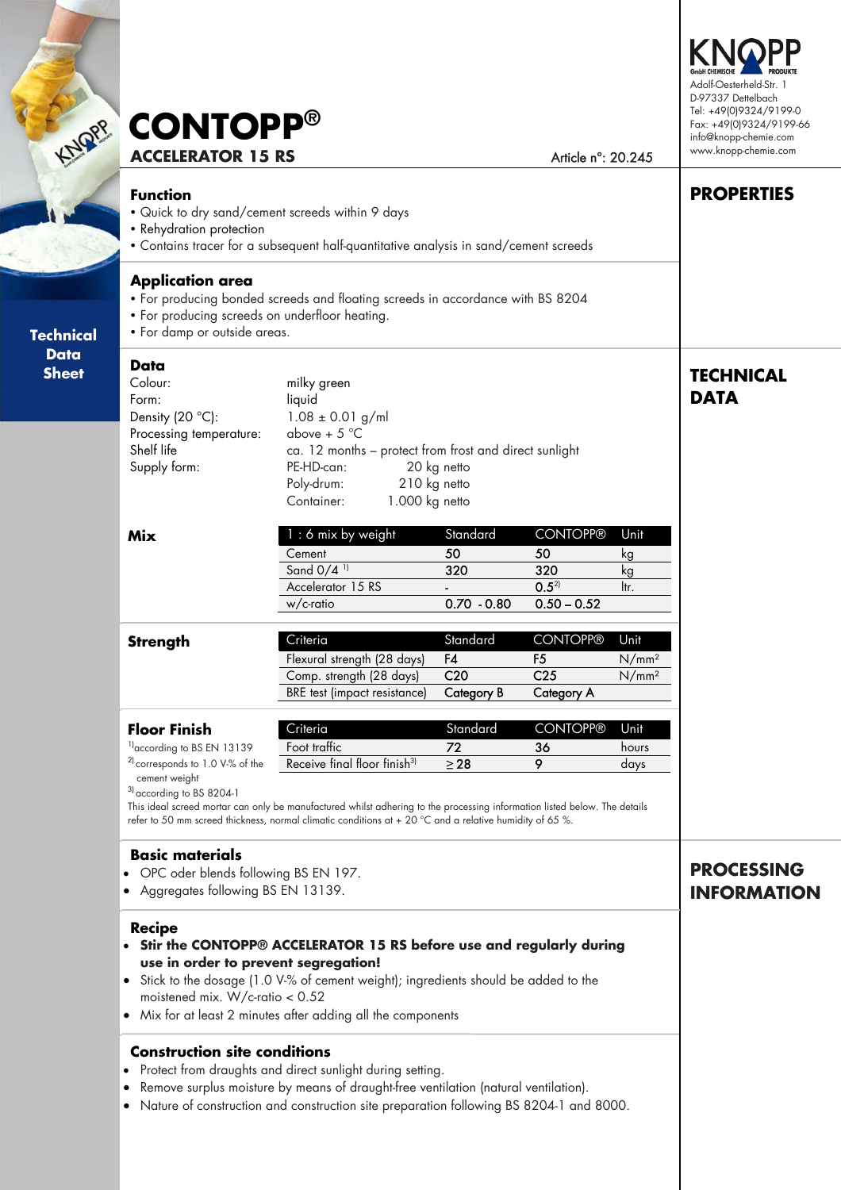KNOPP GmbH CHEMISCHE PRODUKTE
Adolf-Oesterheld-Str. 1
D-97337 Dettelbach
Tel: +49(0)9324/9199-0
Fax: +49(0)9324/9199-66
info@knopp-chemie.com
www.knopp-chemie.com

Technical Data Sheet

# CONTOPP®

## ACCELERATOR 15 RS

Article n°: 20.245

## PROPERTIES

### Function

- Quick to dry sand/cement screeds within 9 days
- Rehydration protection
- Contains tracer for a subsequent half-quantitative analysis in sand/cement screeds

### Application area

- For producing bonded screeds and floating screeds in accordance with BS 8204
- For producing screeds on underfloor heating.
- For damp or outside areas.

## TECHNICAL DATA

### Data

| | |
|---|---|
| Colour: | milky green |
| Form: | liquid |
| Density (20 °C): | 1.08 ± 0.01 g/ml |
| Processing temperature: | above + 5 °C |
| Shelf life | ca. 12 months – protect from frost and direct sunlight |
| Supply form: | PE-HD-can: 20 kg netto |
| | Poly-drum: 210 kg netto |
| | Container: 1.000 kg netto |

### Mix

| 1 : 6 mix by weight | Standard | CONTOPP® | Unit |
|---|---|---|---|
| Cement | 50 | 50 | kg |
| Sand 0/4 [1] | 320 | 320 | kg |
| Accelerator 15 RS | - | 0.5[2] | ltr. |
| w/c-ratio | 0.70 - 0.80 | 0.50 – 0.52 | |

### Strength

| Criteria | Standard | CONTOPP® | Unit |
|---|---|---|---|
| Flexural strength (28 days) | F4 | F5 | N/mm² |
| Comp. strength (28 days) | C20 | C25 | N/mm² |
| BRE test (impact resistance) | Category B | Category A | |

### Floor Finish

| Criteria | Standard | CONTOPP® | Unit |
|---|---|---|---|
| Foot traffic | 72 | 36 | hours |
| Receive final floor finish[3] | ≥ 28 | 9 | days |

[1] according to BS EN 13139
[2] corresponds to 1.0 V-% of the cement weight
[3] according to BS 8204-1

This ideal screed mortar can only be manufactured whilst adhering to the processing information listed below. The details refer to 50 mm screed thickness, normal climatic conditions at + 20 °C and a relative humidity of 65 %.

## PROCESSING INFORMATION

### Basic materials

- OPC oder blends following BS EN 197.
- Aggregates following BS EN 13139.

### Recipe

- **Stir the CONTOPP® ACCELERATOR 15 RS before use and regularly during use in order to prevent segregation!**
- Stick to the dosage (1.0 V-% of cement weight); ingredients should be added to the moistened mix. W/c-ratio < 0.52
- Mix for at least 2 minutes after adding all the components

### Construction site conditions

- Protect from draughts and direct sunlight during setting.
- Remove surplus moisture by means of draught-free ventilation (natural ventilation).
- Nature of construction and construction site preparation following BS 8204-1 and 8000.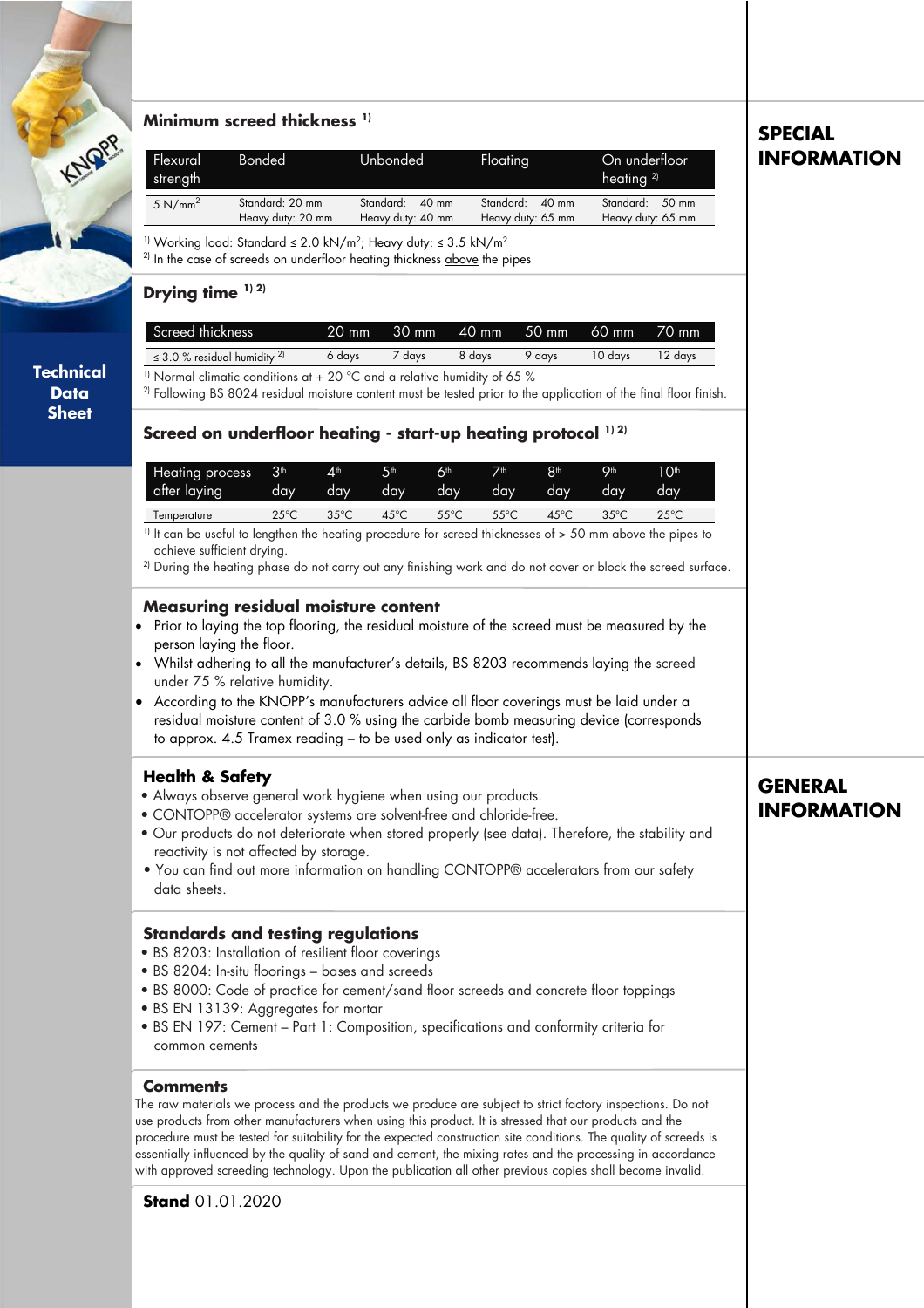Technical Data Sheet

## SPECIAL INFORMATION

### Minimum screed thickness [1)]

| Flexural strength | Bonded | Unbonded | Floating | On underfloor heating [2)] |
|---|---|---|---|---|
| 5 N/mm$^2$ | Standard: 20 mm<br>Heavy duty: 20 mm | Standard: 40 mm<br>Heavy duty: 40 mm | Standard: 40 mm<br>Heavy duty: 65 mm | Standard: 50 mm<br>Heavy duty: 65 mm |

[1)] Working load: Standard ≤ 2.0 kN/m$^2$; Heavy duty: ≤ 3.5 kN/m$^2$
[2)] In the case of screeds on underfloor heating thickness above the pipes

### Drying time [1) 2)]

| Screed thickness | 20 mm | 30 mm | 40 mm | 50 mm | 60 mm | 70 mm |
|---|---|---|---|---|---|---|
| ≤ 3.0 % residual humidity [2)] | 6 days | 7 days | 8 days | 9 days | 10 days | 12 days |

[1)] Normal climatic conditions at + 20 °C and a relative humidity of 65 %
[2)] Following BS 8024 residual moisture content must be tested prior to the application of the final floor finish.

### Screed on underfloor heating - start-up heating protocol [1) 2)]

| Heating process after laying | 3[th] day | 4[th] day | 5[th] day | 6[th] day | 7[th] day | 8[th] day | 9[th] day | 10[th] day |
|---|---|---|---|---|---|---|---|---|
| Temperature | 25°C | 35°C | 45°C | 55°C | 55°C | 45°C | 35°C | 25°C |

[1)] It can be useful to lengthen the heating procedure for screed thicknesses of > 50 mm above the pipes to achieve sufficient drying.
[2)] During the heating phase do not carry out any finishing work and do not cover or block the screed surface.

### Measuring residual moisture content

- Prior to laying the top flooring, the residual moisture of the screed must be measured by the person laying the floor.
- Whilst adhering to all the manufacturer's details, BS 8203 recommends laying the screed under 75 % relative humidity.
- According to the KNOPP's manufacturers advice all floor coverings must be laid under a residual moisture content of 3.0 % using the carbide bomb measuring device (corresponds to approx. 4.5 Tramex reading – to be used only as indicator test).

## GENERAL INFORMATION

### Health & Safety

- Always observe general work hygiene when using our products.
- CONTOPP® accelerator systems are solvent-free and chloride-free.
- Our products do not deteriorate when stored properly (see data). Therefore, the stability and reactivity is not affected by storage.
- You can find out more information on handling CONTOPP® accelerators from our safety data sheets.

### Standards and testing regulations

- BS 8203: Installation of resilient floor coverings
- BS 8204: In-situ floorings – bases and screeds
- BS 8000: Code of practice for cement/sand floor screeds and concrete floor toppings
- BS EN 13139: Aggregates for mortar
- BS EN 197: Cement – Part 1: Composition, specifications and conformity criteria for common cements

### Comments

The raw materials we process and the products we produce are subject to strict factory inspections. Do not use products from other manufacturers when using this product. It is stressed that our products and the procedure must be tested for suitability for the expected construction site conditions. The quality of screeds is essentially influenced by the quality of sand and cement, the mixing rates and the processing in accordance with approved screeding technology. Upon the publication all other previous copies shall become invalid.

**Stand** 01.01.2020